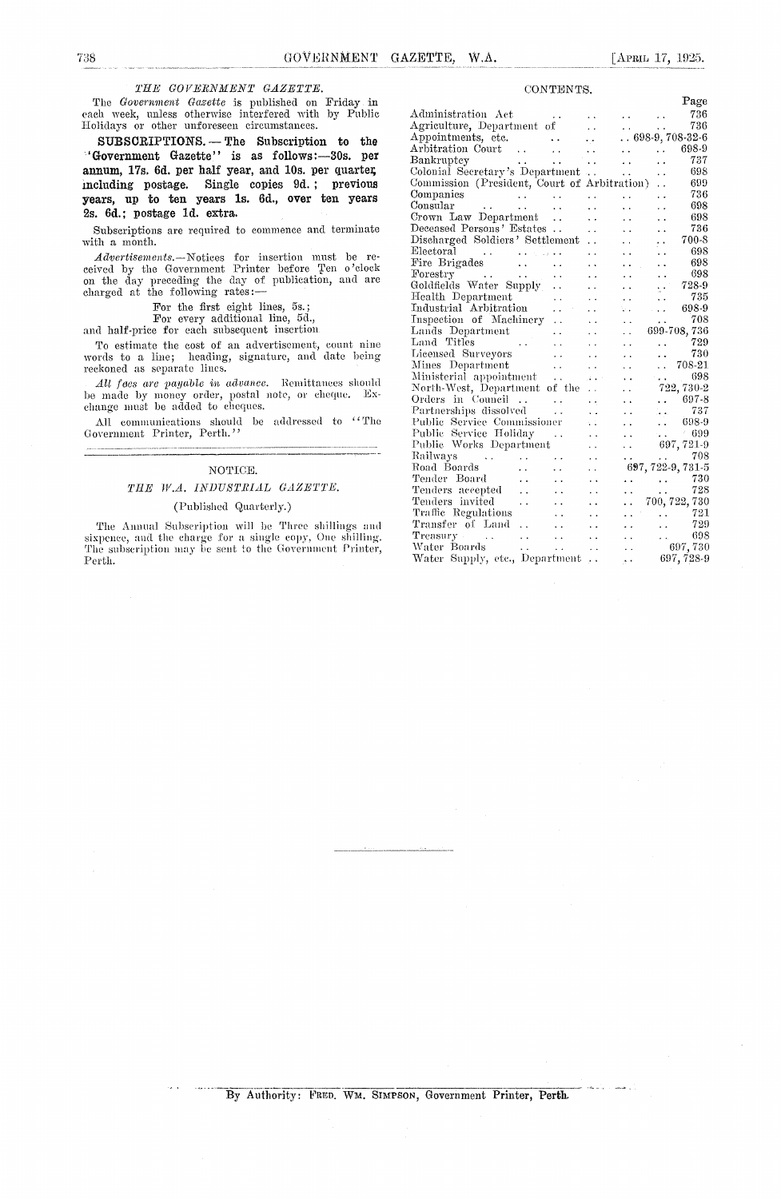*THE GOVERNMENT GAZETTE.*

The *Government Gazette* is published on Friday in each week, unless otherwise interfered with by Public Holidays or other unforeseen circumstances.

**SUBSCRIPTIONS.—The Subscription to the "Government Gazette" is as follows:—30s. per annum, 17s. 6d. per half year, and 10s. per quarter, including postage. Single copies 9d.; previous years, up to ten years 1s. 6d., over ten years 2s. 6d.; postage 1d. extra.**

Subscriptions are required to commence and terminate with a month.

*Advertisements.*—Notices for insertion must be received by the Government Printer before Ten o'clock on the day preceding the day of publication, and are charged at the following rates:—

For the first eight lines, 5s.;
For every additional line, 5d.,

and half-price for each subsequent insertion

To estimate the cost of an advertisement, count nine words to a line; heading, signature, and date being reckoned as separate lines.

*All fees are payable in advance.* Remittances should be made by money order, postal note, or cheque. Exchange must be added to cheques.

All communications should be addressed to "The Government Printer, Perth."

## NOTICE.

### *THE W.A. INDUSTRIAL GAZETTE.*

(Published Quarterly.)

The Annual Subscription will be Three shillings and sixpence, and the charge for a single copy, One shilling. The subscription may be sent to the Government Printer, Perth.

## CONTENTS.

| | Page |
|---|---|
| Administration Act | 736 |
| Agriculture, Department of | 736 |
| Appointments, etc. | 698-9, 708-32-6 |
| Arbitration Court | 698-9 |
| Bankruptcy | 737 |
| Colonial Secretary's Department | 698 |
| Commission (President, Court of Arbitration) | 699 |
| Companies | 736 |
| Consular | 698 |
| Crown Law Department | 698 |
| Deceased Persons' Estates | 736 |
| Discharged Soldiers' Settlement | 700-8 |
| Electoral | 698 |
| Fire Brigades | 698 |
| Forestry | 698 |
| Goldfields Water Supply | 728-9 |
| Health Department | 735 |
| Industrial Arbitration | 698-9 |
| Inspection of Machinery | 708 |
| Lands Department | 699-708, 736 |
| Land Titles | 729 |
| Licensed Surveyors | 730 |
| Mines Department | 708-21 |
| Ministerial appointment | 698 |
| North-West, Department of the | 722, 730-2 |
| Orders in Council | 697-8 |
| Partnerships dissolved | 737 |
| Public Service Commissioner | 698-9 |
| Public Service Holiday | 699 |
| Public Works Department | 697, 721-9 |
| Railways | 708 |
| Road Boards | 697, 722-9, 731-5 |
| Tender Board | 730 |
| Tenders accepted | 728 |
| Tenders invited | 700, 722, 730 |
| Traffic Regulations | 721 |
| Transfer of Land | 729 |
| Treasury | 698 |
| Water Boards | 697, 730 |
| Water Supply, etc., Department | 697, 728-9 |

By Authority: FRED. WM. SIMPSON, Government Printer, Perth.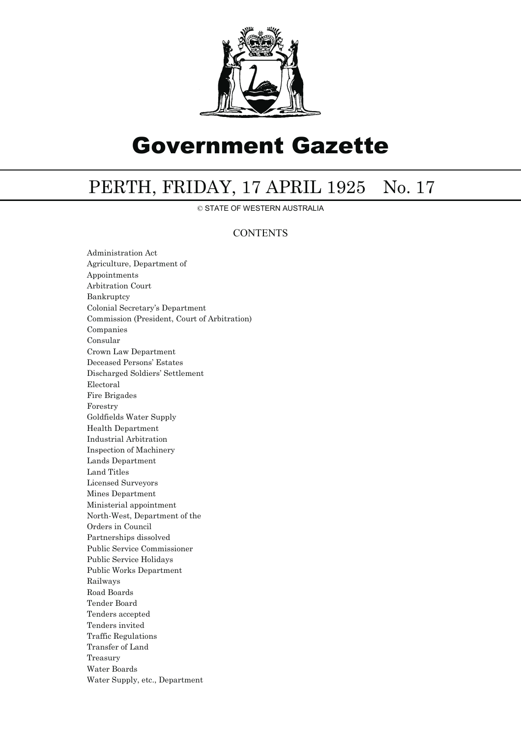# Government Gazette

## PERTH, FRIDAY, 17 APRIL 1925 No. 17

© STATE OF WESTERN AUSTRALIA

### CONTENTS

Administration Act
Agriculture, Department of
Appointments
Arbitration Court
Bankruptcy
Colonial Secretary's Department
Commission (President, Court of Arbitration)
Companies
Consular
Crown Law Department
Deceased Persons' Estates
Discharged Soldiers' Settlement
Electoral
Fire Brigades
Forestry
Goldfields Water Supply
Health Department
Industrial Arbitration
Inspection of Machinery
Lands Department
Land Titles
Licensed Surveyors
Mines Department
Ministerial appointment
North-West, Department of the
Orders in Council
Partnerships dissolved
Public Service Commissioner
Public Service Holidays
Public Works Department
Railways
Road Boards
Tender Board
Tenders accepted
Tenders invited
Traffic Regulations
Transfer of Land
Treasury
Water Boards
Water Supply, etc., Department